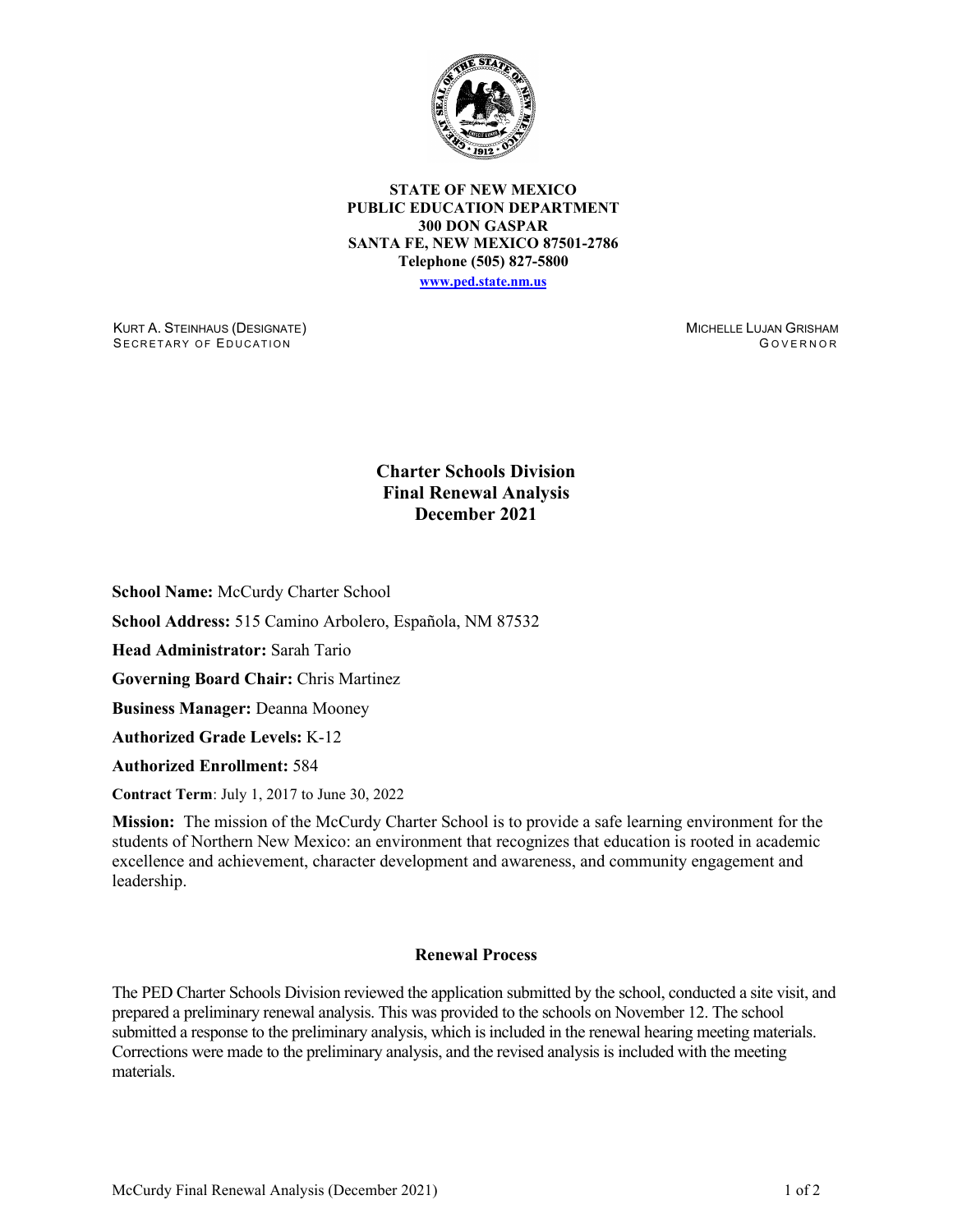**STATE OF NEW MEXICO**
**PUBLIC EDUCATION DEPARTMENT**
**300 DON GASPAR**
**SANTA FE, NEW MEXICO 87501-2786**
**Telephone (505) 827-5800**
**www.ped.state.nm.us**

KURT A. STEINHAUS (DESIGNATE)
SECRETARY OF EDUCATION

MICHELLE LUJAN GRISHAM
GOVERNOR

# Charter Schools Division
# Final Renewal Analysis
# December 2021

**School Name:** McCurdy Charter School

**School Address:** 515 Camino Arbolero, Española, NM 87532

**Head Administrator:** Sarah Tario

**Governing Board Chair:** Chris Martinez

**Business Manager:** Deanna Mooney

**Authorized Grade Levels:** K-12

**Authorized Enrollment:** 584

**Contract Term**: July 1, 2017 to June 30, 2022

**Mission:** The mission of the McCurdy Charter School is to provide a safe learning environment for the students of Northern New Mexico: an environment that recognizes that education is rooted in academic excellence and achievement, character development and awareness, and community engagement and leadership.

## Renewal Process

The PED Charter Schools Division reviewed the application submitted by the school, conducted a site visit, and prepared a preliminary renewal analysis. This was provided to the schools on November 12. The school submitted a response to the preliminary analysis, which is included in the renewal hearing meeting materials. Corrections were made to the preliminary analysis, and the revised analysis is included with the meeting materials.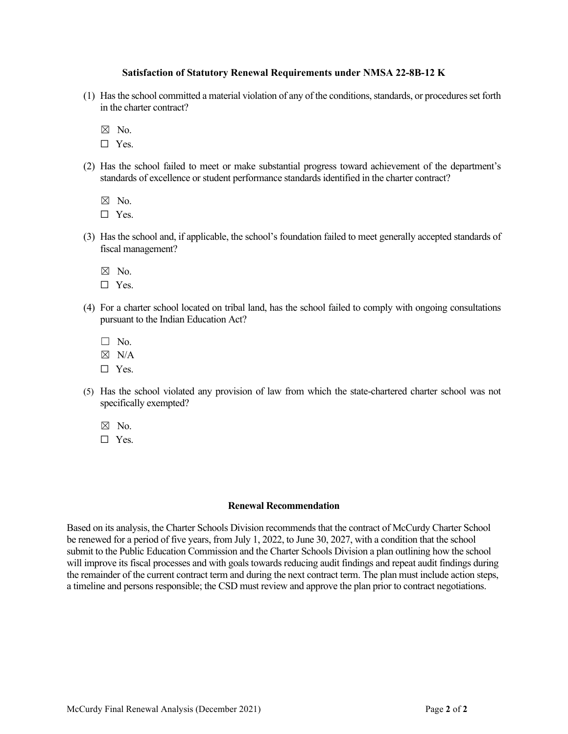### Satisfaction of Statutory Renewal Requirements under NMSA 22-8B-12 K

(1) Has the school committed a material violation of any of the conditions, standards, or procedures set forth in the charter contract?

☒ No.
☐ Yes.

(2) Has the school failed to meet or make substantial progress toward achievement of the department's standards of excellence or student performance standards identified in the charter contract?

☒ No.
☐ Yes.

(3) Has the school and, if applicable, the school's foundation failed to meet generally accepted standards of fiscal management?

☒ No.
☐ Yes.

(4) For a charter school located on tribal land, has the school failed to comply with ongoing consultations pursuant to the Indian Education Act?

☐ No.
☒ N/A
☐ Yes.

(5) Has the school violated any provision of law from which the state-chartered charter school was not specifically exempted?

☒ No.
☐ Yes.

### Renewal Recommendation

Based on its analysis, the Charter Schools Division recommends that the contract of McCurdy Charter School be renewed for a period of five years, from July 1, 2022, to June 30, 2027, with a condition that the school submit to the Public Education Commission and the Charter Schools Division a plan outlining how the school will improve its fiscal processes and with goals towards reducing audit findings and repeat audit findings during the remainder of the current contract term and during the next contract term. The plan must include action steps, a timeline and persons responsible; the CSD must review and approve the plan prior to contract negotiations.